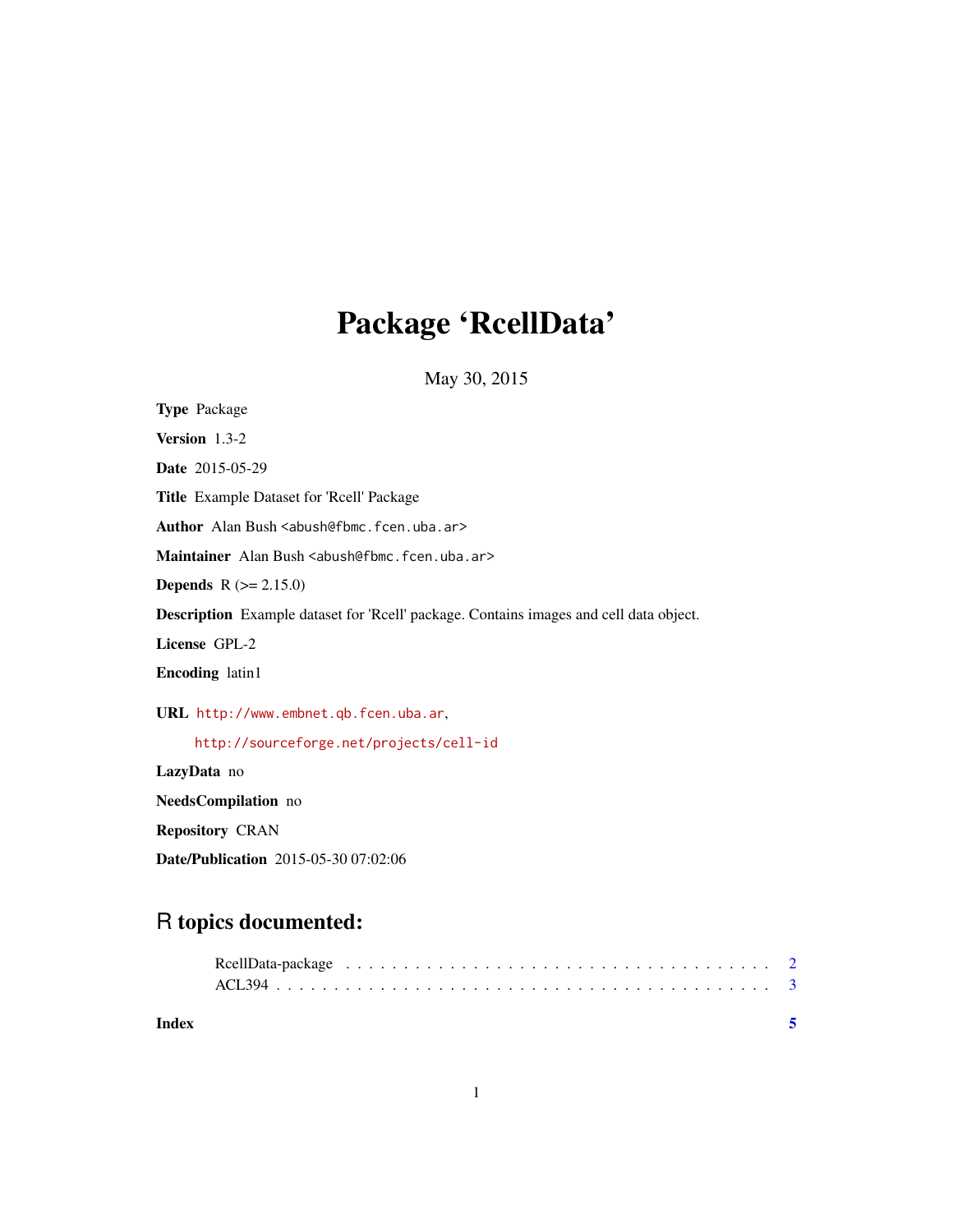# Package 'RcellData'

May 30, 2015

**Type** Package

**Version** 1.3-2

**Date** 2015-05-29

**Title** Example Dataset for 'Rcell' Package

**Author** Alan Bush <abush@fbmc.fcen.uba.ar>

**Maintainer** Alan Bush <abush@fbmc.fcen.uba.ar>

**Depends** R (>= 2.15.0)

**Description** Example dataset for 'Rcell' package. Contains images and cell data object.

**License** GPL-2

**Encoding** latin1

**URL** http://www.embnet.qb.fcen.uba.ar,
http://sourceforge.net/projects/cell-id

**LazyData** no

**NeedsCompilation** no

**Repository** CRAN

**Date/Publication** 2015-05-30 07:02:06

## R topics documented:

RcellData-package . . . . . . . . . . . . . . . . . . . . . . . . . . . . . . . . . . . 2
ACL394 . . . . . . . . . . . . . . . . . . . . . . . . . . . . . . . . . . . . . . . . . 3

**Index** 5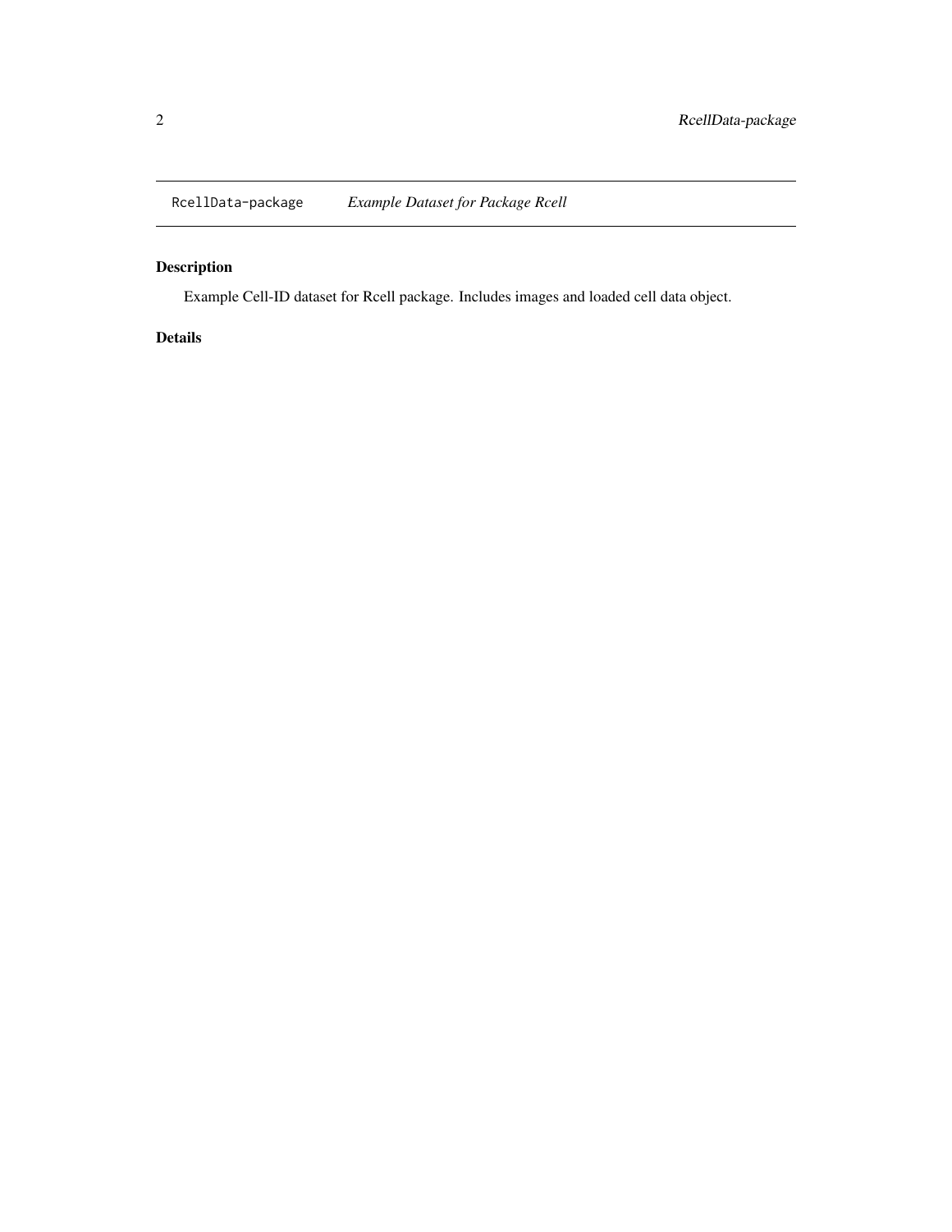`RcellData-package` *Example Dataset for Package Rcell*

## Description

Example Cell-ID dataset for Rcell package. Includes images and loaded cell data object.

## Details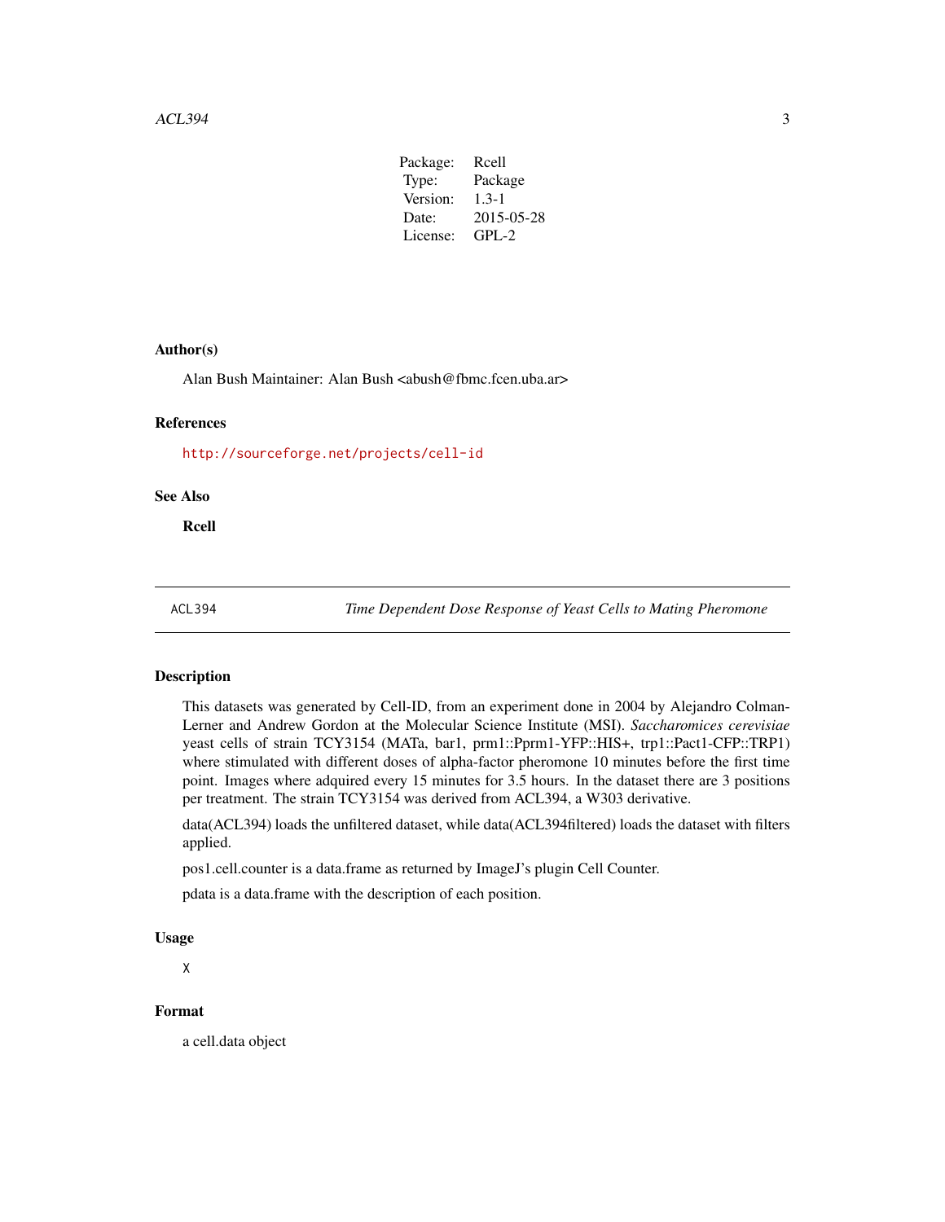| Package: | Rcell |
|---|---|
| Type: | Package |
| Version: | 1.3-1 |
| Date: | 2015-05-28 |
| License: | GPL-2 |

### Author(s)

Alan Bush Maintainer: Alan Bush <abush@fbmc.fcen.uba.ar>

### References

http://sourceforge.net/projects/cell-id

### See Also

**Rcell**

---

## ACL394 — *Time Dependent Dose Response of Yeast Cells to Mating Pheromone*

---

### Description

This datasets was generated by Cell-ID, from an experiment done in 2004 by Alejandro Colman-Lerner and Andrew Gordon at the Molecular Science Institute (MSI). *Saccharomices cerevisiae* yeast cells of strain TCY3154 (MATa, bar1, prm1::Pprm1-YFP::HIS+, trp1::Pact1-CFP::TRP1) where stimulated with different doses of alpha-factor pheromone 10 minutes before the first time point. Images where adquired every 15 minutes for 3.5 hours. In the dataset there are 3 positions per treatment. The strain TCY3154 was derived from ACL394, a W303 derivative.

data(ACL394) loads the unfiltered dataset, while data(ACL394filtered) loads the dataset with filters applied.

pos1.cell.counter is a data.frame as returned by ImageJ's plugin Cell Counter.

pdata is a data.frame with the description of each position.

### Usage

```
X
```

### Format

a cell.data object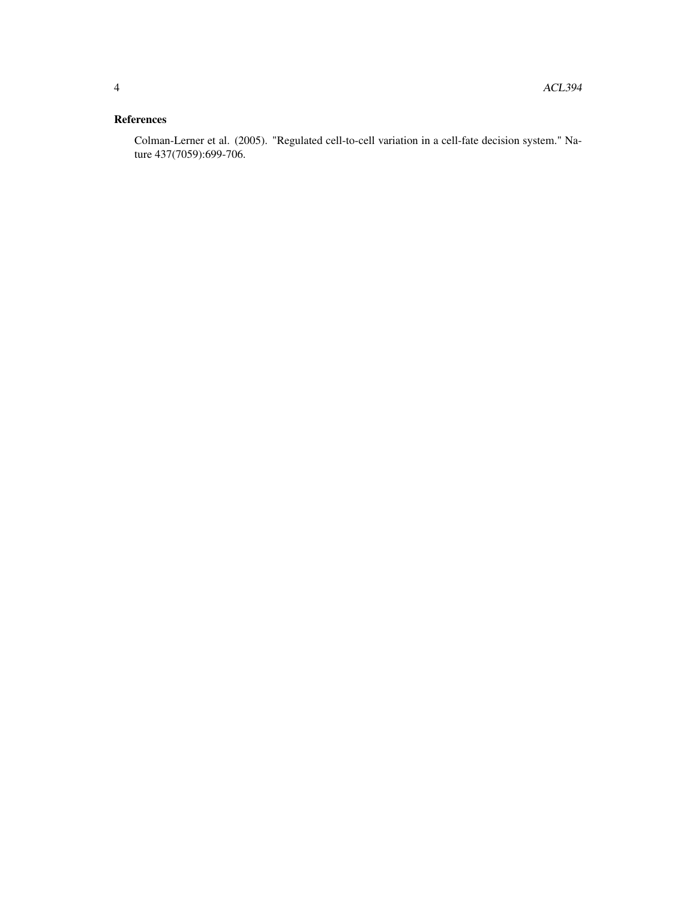## References

Colman-Lerner et al. (2005). "Regulated cell-to-cell variation in a cell-fate decision system." Nature 437(7059):699-706.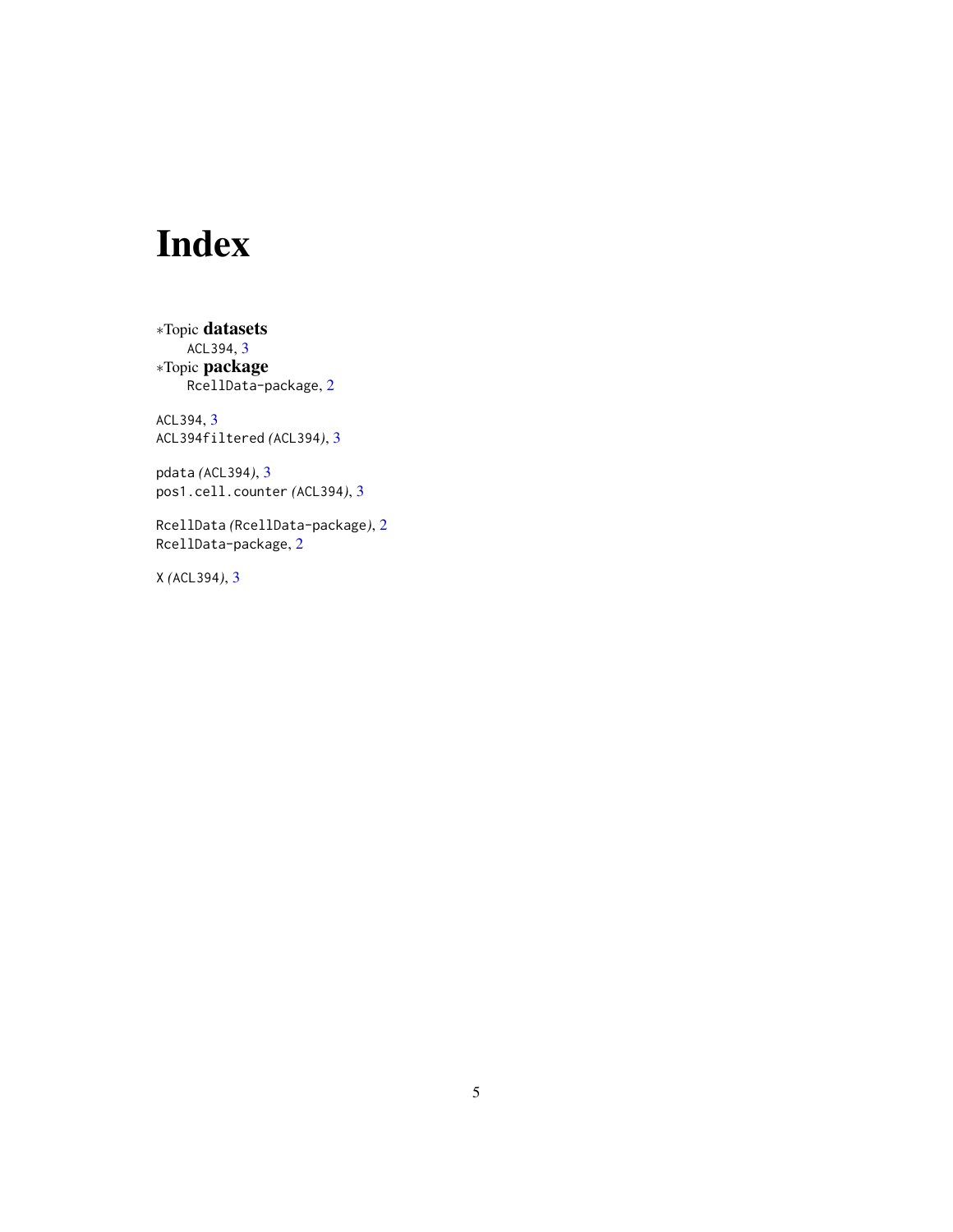# Index

∗Topic **datasets**

ACL394, 3

∗Topic **package**

RcellData-package, 2

ACL394, 3
ACL394filtered *(*ACL394*)*, 3

pdata *(*ACL394*)*, 3
pos1.cell.counter *(*ACL394*)*, 3

RcellData *(*RcellData-package*)*, 2
RcellData-package, 2

X *(*ACL394*)*, 3